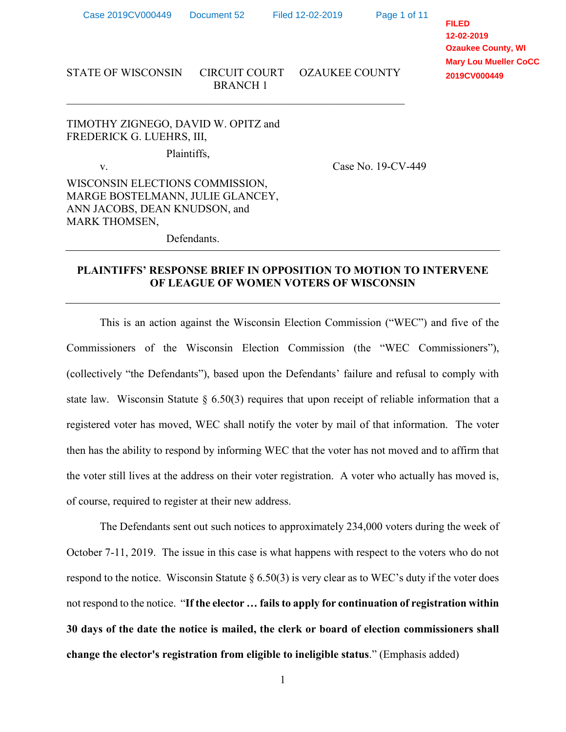STATE OF WISCONSIN CIRCUIT COURT OZAUKEE COUNTY
BRANCH 1

---

TIMOTHY ZIGNEGO, DAVID W. OPITZ and FREDERICK G. LUEHRS, III,

Plaintiffs,

v. Case No. 19-CV-449

WISCONSIN ELECTIONS COMMISSION, MARGE BOSTELMANN, JULIE GLANCEY, ANN JACOBS, DEAN KNUDSON, and MARK THOMSEN,

Defendants.

---

**PLAINTIFFS' RESPONSE BRIEF IN OPPOSITION TO MOTION TO INTERVENE OF LEAGUE OF WOMEN VOTERS OF WISCONSIN**

---

This is an action against the Wisconsin Election Commission ("WEC") and five of the Commissioners of the Wisconsin Election Commission (the "WEC Commissioners"), (collectively "the Defendants"), based upon the Defendants' failure and refusal to comply with state law. Wisconsin Statute § 6.50(3) requires that upon receipt of reliable information that a registered voter has moved, WEC shall notify the voter by mail of that information. The voter then has the ability to respond by informing WEC that the voter has not moved and to affirm that the voter still lives at the address on their voter registration. A voter who actually has moved is, of course, required to register at their new address.

The Defendants sent out such notices to approximately 234,000 voters during the week of October 7-11, 2019. The issue in this case is what happens with respect to the voters who do not respond to the notice. Wisconsin Statute § 6.50(3) is very clear as to WEC's duty if the voter does not respond to the notice. "**If the elector … fails to apply for continuation of registration within 30 days of the date the notice is mailed, the clerk or board of election commissioners shall change the elector's registration from eligible to ineligible status**." (Emphasis added)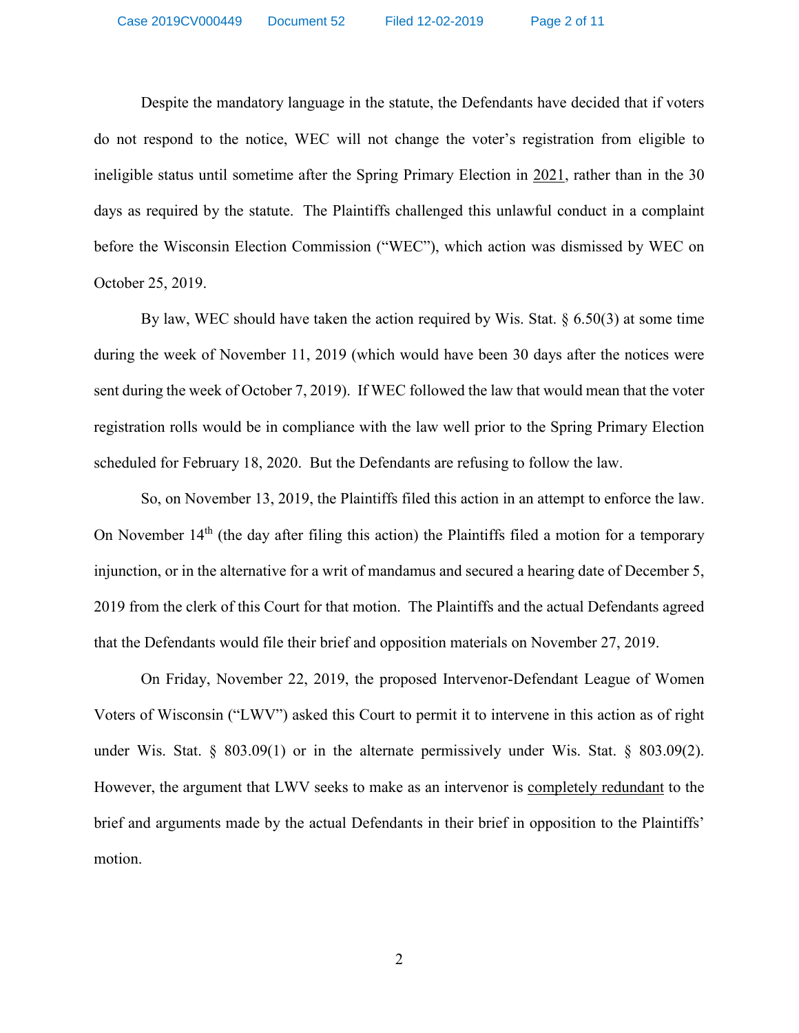Despite the mandatory language in the statute, the Defendants have decided that if voters do not respond to the notice, WEC will not change the voter's registration from eligible to ineligible status until sometime after the Spring Primary Election in <u>2021</u>, rather than in the 30 days as required by the statute. The Plaintiffs challenged this unlawful conduct in a complaint before the Wisconsin Election Commission ("WEC"), which action was dismissed by WEC on October 25, 2019.

By law, WEC should have taken the action required by Wis. Stat. § 6.50(3) at some time during the week of November 11, 2019 (which would have been 30 days after the notices were sent during the week of October 7, 2019). If WEC followed the law that would mean that the voter registration rolls would be in compliance with the law well prior to the Spring Primary Election scheduled for February 18, 2020. But the Defendants are refusing to follow the law.

So, on November 13, 2019, the Plaintiffs filed this action in an attempt to enforce the law. On November 14th (the day after filing this action) the Plaintiffs filed a motion for a temporary injunction, or in the alternative for a writ of mandamus and secured a hearing date of December 5, 2019 from the clerk of this Court for that motion. The Plaintiffs and the actual Defendants agreed that the Defendants would file their brief and opposition materials on November 27, 2019.

On Friday, November 22, 2019, the proposed Intervenor-Defendant League of Women Voters of Wisconsin ("LWV") asked this Court to permit it to intervene in this action as of right under Wis. Stat. § 803.09(1) or in the alternate permissively under Wis. Stat. § 803.09(2). However, the argument that LWV seeks to make as an intervenor is <u>completely redundant</u> to the brief and arguments made by the actual Defendants in their brief in opposition to the Plaintiffs' motion.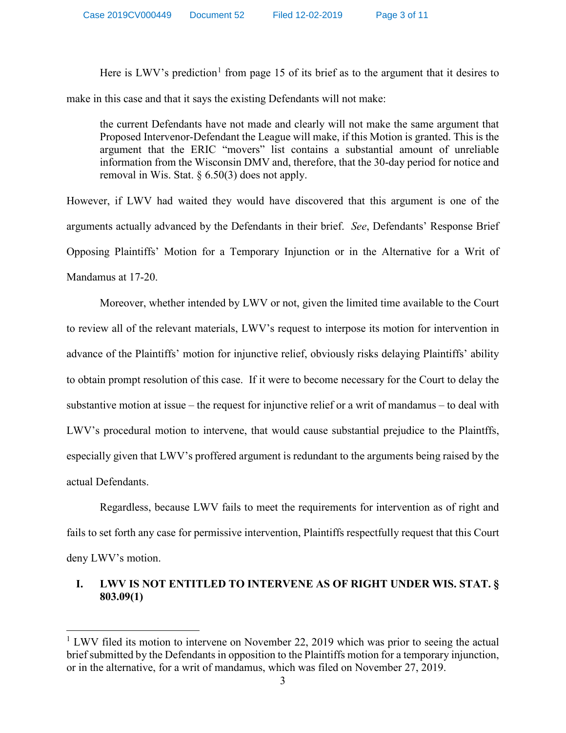Here is LWV's prediction[1] from page 15 of its brief as to the argument that it desires to make in this case and that it says the existing Defendants will not make:

> the current Defendants have not made and clearly will not make the same argument that Proposed Intervenor-Defendant the League will make, if this Motion is granted. This is the argument that the ERIC "movers" list contains a substantial amount of unreliable information from the Wisconsin DMV and, therefore, that the 30-day period for notice and removal in Wis. Stat. § 6.50(3) does not apply.

However, if LWV had waited they would have discovered that this argument is one of the arguments actually advanced by the Defendants in their brief. *See*, Defendants' Response Brief Opposing Plaintiffs' Motion for a Temporary Injunction or in the Alternative for a Writ of Mandamus at 17-20.

Moreover, whether intended by LWV or not, given the limited time available to the Court to review all of the relevant materials, LWV's request to interpose its motion for intervention in advance of the Plaintiffs' motion for injunctive relief, obviously risks delaying Plaintiffs' ability to obtain prompt resolution of this case. If it were to become necessary for the Court to delay the substantive motion at issue – the request for injunctive relief or a writ of mandamus – to deal with LWV's procedural motion to intervene, that would cause substantial prejudice to the Plaintffs, especially given that LWV's proffered argument is redundant to the arguments being raised by the actual Defendants.

Regardless, because LWV fails to meet the requirements for intervention as of right and fails to set forth any case for permissive intervention, Plaintiffs respectfully request that this Court deny LWV's motion.

## I. LWV IS NOT ENTITLED TO INTERVENE AS OF RIGHT UNDER WIS. STAT. § 803.09(1)

---

[1] LWV filed its motion to intervene on November 22, 2019 which was prior to seeing the actual brief submitted by the Defendants in opposition to the Plaintiffs motion for a temporary injunction, or in the alternative, for a writ of mandamus, which was filed on November 27, 2019.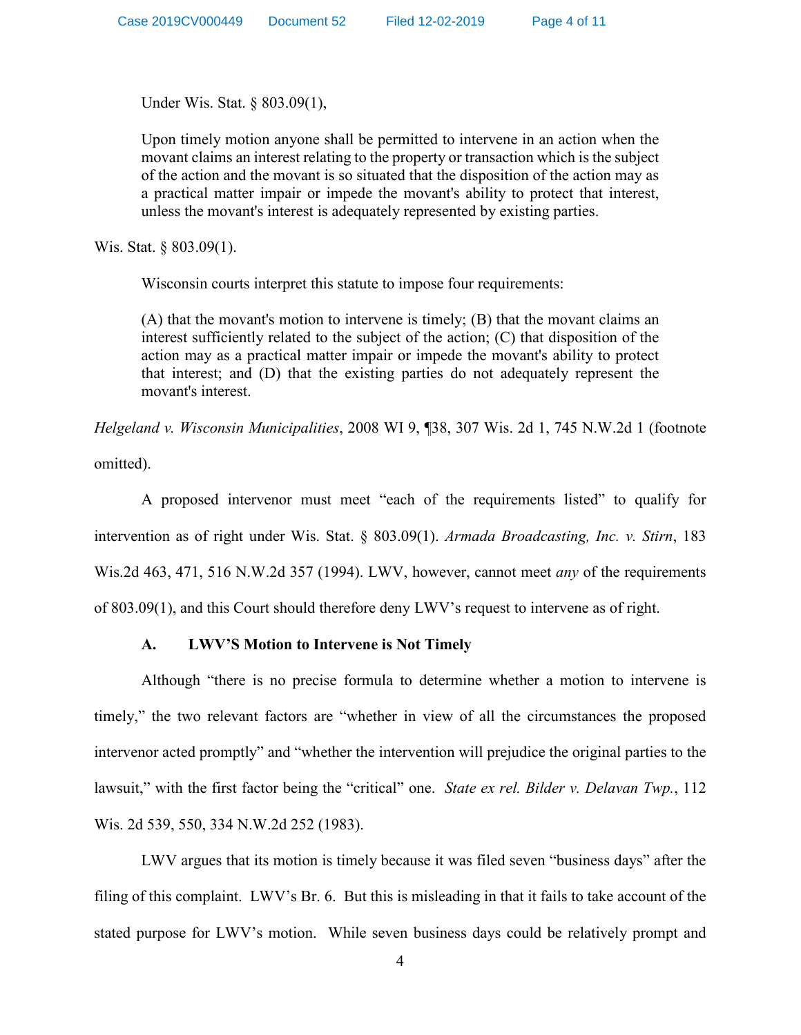Under Wis. Stat. § 803.09(1),

> Upon timely motion anyone shall be permitted to intervene in an action when the movant claims an interest relating to the property or transaction which is the subject of the action and the movant is so situated that the disposition of the action may as a practical matter impair or impede the movant's ability to protect that interest, unless the movant's interest is adequately represented by existing parties.

Wis. Stat. § 803.09(1).

Wisconsin courts interpret this statute to impose four requirements:

> (A) that the movant's motion to intervene is timely; (B) that the movant claims an interest sufficiently related to the subject of the action; (C) that disposition of the action may as a practical matter impair or impede the movant's ability to protect that interest; and (D) that the existing parties do not adequately represent the movant's interest.

*Helgeland v. Wisconsin Municipalities*, 2008 WI 9, ¶38, 307 Wis. 2d 1, 745 N.W.2d 1 (footnote omitted).

A proposed intervenor must meet "each of the requirements listed" to qualify for intervention as of right under Wis. Stat. § 803.09(1). *Armada Broadcasting, Inc. v. Stirn*, 183 Wis.2d 463, 471, 516 N.W.2d 357 (1994). LWV, however, cannot meet *any* of the requirements of 803.09(1), and this Court should therefore deny LWV's request to intervene as of right.

### A. LWV'S Motion to Intervene is Not Timely

Although "there is no precise formula to determine whether a motion to intervene is timely," the two relevant factors are "whether in view of all the circumstances the proposed intervenor acted promptly" and "whether the intervention will prejudice the original parties to the lawsuit," with the first factor being the "critical" one. *State ex rel. Bilder v. Delavan Twp.*, 112 Wis. 2d 539, 550, 334 N.W.2d 252 (1983).

LWV argues that its motion is timely because it was filed seven "business days" after the filing of this complaint. LWV's Br. 6. But this is misleading in that it fails to take account of the stated purpose for LWV's motion. While seven business days could be relatively prompt and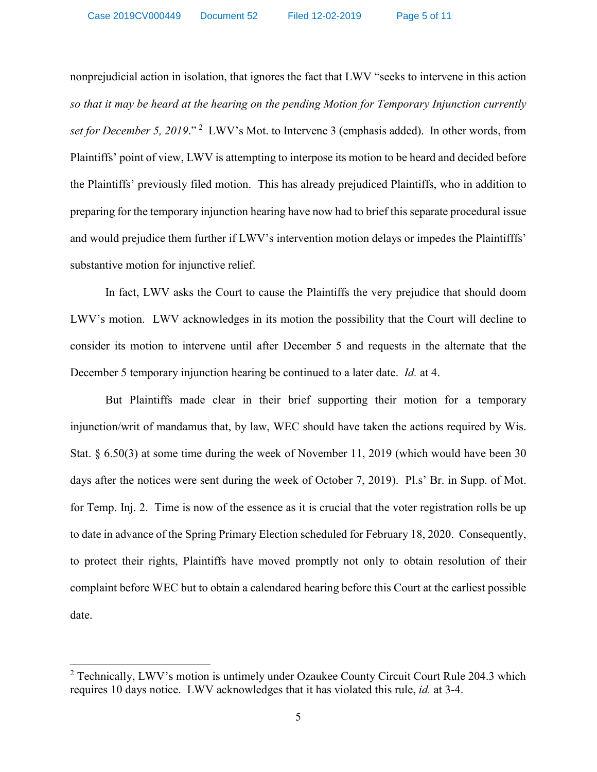nonprejudicial action in isolation, that ignores the fact that LWV "seeks to intervene in this action *so that it may be heard at the hearing on the pending Motion for Temporary Injunction currently set for December 5, 2019*."[2] LWV's Mot. to Intervene 3 (emphasis added). In other words, from Plaintiffs' point of view, LWV is attempting to interpose its motion to be heard and decided before the Plaintiffs' previously filed motion. This has already prejudiced Plaintiffs, who in addition to preparing for the temporary injunction hearing have now had to brief this separate procedural issue and would prejudice them further if LWV's intervention motion delays or impedes the Plaintifffs' substantive motion for injunctive relief.

In fact, LWV asks the Court to cause the Plaintiffs the very prejudice that should doom LWV's motion. LWV acknowledges in its motion the possibility that the Court will decline to consider its motion to intervene until after December 5 and requests in the alternate that the December 5 temporary injunction hearing be continued to a later date. *Id.* at 4.

But Plaintiffs made clear in their brief supporting their motion for a temporary injunction/writ of mandamus that, by law, WEC should have taken the actions required by Wis. Stat. § 6.50(3) at some time during the week of November 11, 2019 (which would have been 30 days after the notices were sent during the week of October 7, 2019). Pl.s' Br. in Supp. of Mot. for Temp. Inj. 2. Time is now of the essence as it is crucial that the voter registration rolls be up to date in advance of the Spring Primary Election scheduled for February 18, 2020. Consequently, to protect their rights, Plaintiffs have moved promptly not only to obtain resolution of their complaint before WEC but to obtain a calendared hearing before this Court at the earliest possible date.

---

[2] Technically, LWV's motion is untimely under Ozaukee County Circuit Court Rule 204.3 which requires 10 days notice. LWV acknowledges that it has violated this rule, *id.* at 3-4.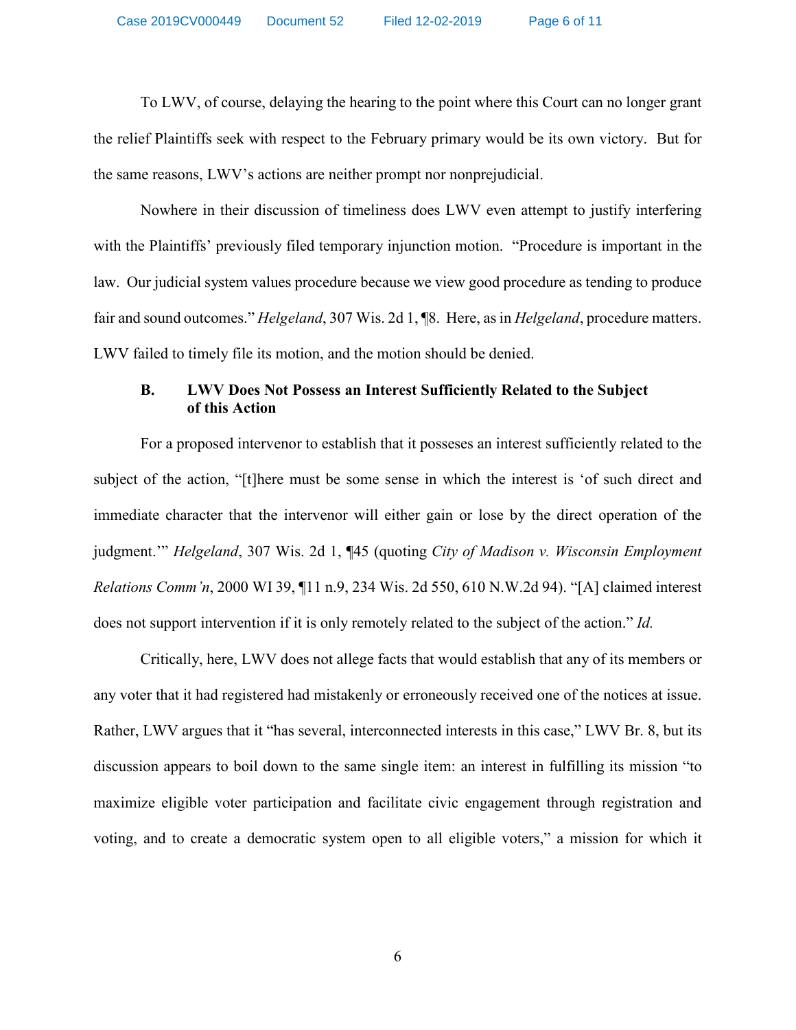To LWV, of course, delaying the hearing to the point where this Court can no longer grant the relief Plaintiffs seek with respect to the February primary would be its own victory. But for the same reasons, LWV's actions are neither prompt nor nonprejudicial.

Nowhere in their discussion of timeliness does LWV even attempt to justify interfering with the Plaintiffs' previously filed temporary injunction motion. "Procedure is important in the law. Our judicial system values procedure because we view good procedure as tending to produce fair and sound outcomes." *Helgeland*, 307 Wis. 2d 1, ¶8. Here, as in *Helgeland*, procedure matters. LWV failed to timely file its motion, and the motion should be denied.

### B. LWV Does Not Possess an Interest Sufficiently Related to the Subject of this Action

For a proposed intervenor to establish that it posseses an interest sufficiently related to the subject of the action, "[t]here must be some sense in which the interest is 'of such direct and immediate character that the intervenor will either gain or lose by the direct operation of the judgment.'" *Helgeland*, 307 Wis. 2d 1, ¶45 (quoting *City of Madison v. Wisconsin Employment Relations Comm'n*, 2000 WI 39, ¶11 n.9, 234 Wis. 2d 550, 610 N.W.2d 94). "[A] claimed interest does not support intervention if it is only remotely related to the subject of the action." *Id.*

Critically, here, LWV does not allege facts that would establish that any of its members or any voter that it had registered had mistakenly or erroneously received one of the notices at issue. Rather, LWV argues that it "has several, interconnected interests in this case," LWV Br. 8, but its discussion appears to boil down to the same single item: an interest in fulfilling its mission "to maximize eligible voter participation and facilitate civic engagement through registration and voting, and to create a democratic system open to all eligible voters," a mission for which it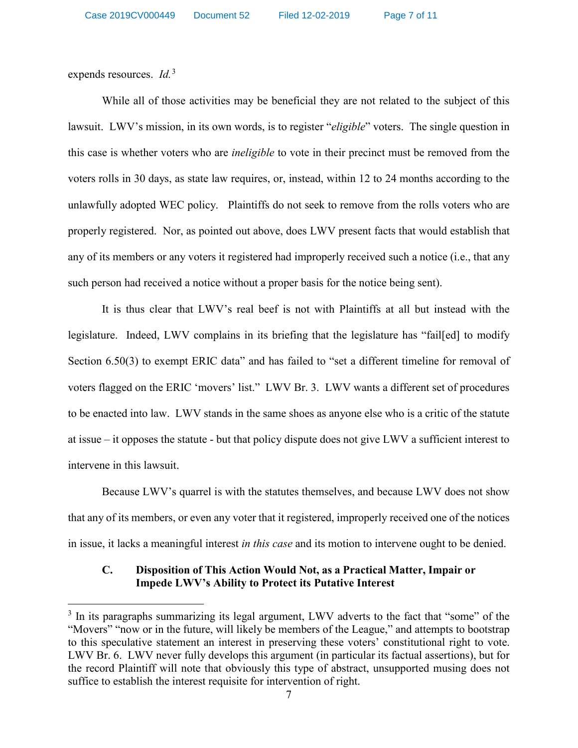expends resources. *Id.*[3]

While all of those activities may be beneficial they are not related to the subject of this lawsuit. LWV's mission, in its own words, is to register "*eligible*" voters. The single question in this case is whether voters who are *ineligible* to vote in their precinct must be removed from the voters rolls in 30 days, as state law requires, or, instead, within 12 to 24 months according to the unlawfully adopted WEC policy. Plaintiffs do not seek to remove from the rolls voters who are properly registered. Nor, as pointed out above, does LWV present facts that would establish that any of its members or any voters it registered had improperly received such a notice (i.e., that any such person had received a notice without a proper basis for the notice being sent).

It is thus clear that LWV's real beef is not with Plaintiffs at all but instead with the legislature. Indeed, LWV complains in its briefing that the legislature has "fail[ed] to modify Section 6.50(3) to exempt ERIC data" and has failed to "set a different timeline for removal of voters flagged on the ERIC 'movers' list." LWV Br. 3. LWV wants a different set of procedures to be enacted into law. LWV stands in the same shoes as anyone else who is a critic of the statute at issue – it opposes the statute - but that policy dispute does not give LWV a sufficient interest to intervene in this lawsuit.

Because LWV's quarrel is with the statutes themselves, and because LWV does not show that any of its members, or even any voter that it registered, improperly received one of the notices in issue, it lacks a meaningful interest *in this case* and its motion to intervene ought to be denied.

### C. Disposition of This Action Would Not, as a Practical Matter, Impair or Impede LWV's Ability to Protect its Putative Interest

---

[3] In its paragraphs summarizing its legal argument, LWV adverts to the fact that "some" of the "Movers" "now or in the future, will likely be members of the League," and attempts to bootstrap to this speculative statement an interest in preserving these voters' constitutional right to vote. LWV Br. 6. LWV never fully develops this argument (in particular its factual assertions), but for the record Plaintiff will note that obviously this type of abstract, unsupported musing does not suffice to establish the interest requisite for intervention of right.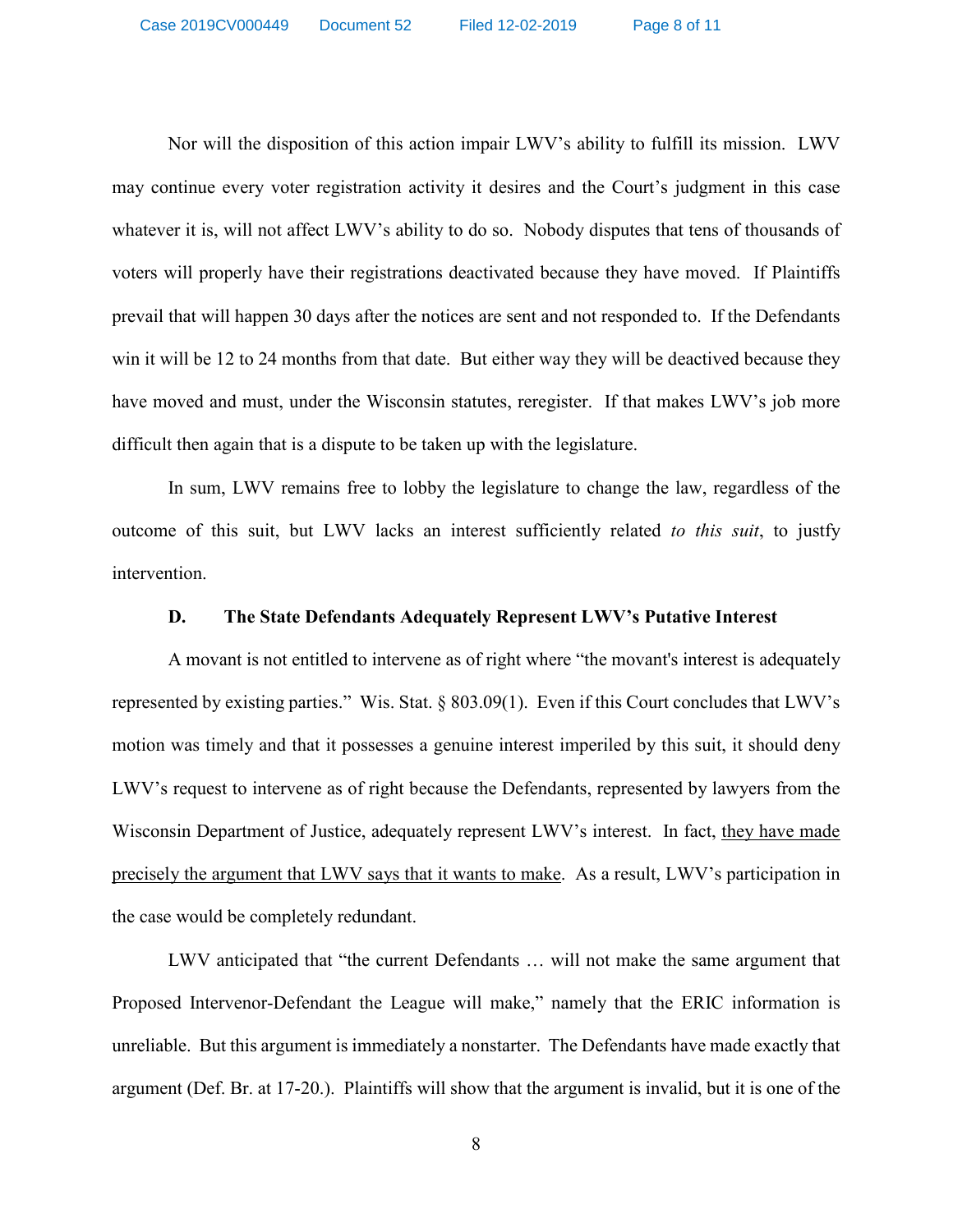Nor will the disposition of this action impair LWV's ability to fulfill its mission. LWV may continue every voter registration activity it desires and the Court's judgment in this case whatever it is, will not affect LWV's ability to do so. Nobody disputes that tens of thousands of voters will properly have their registrations deactivated because they have moved. If Plaintiffs prevail that will happen 30 days after the notices are sent and not responded to. If the Defendants win it will be 12 to 24 months from that date. But either way they will be deactived because they have moved and must, under the Wisconsin statutes, reregister. If that makes LWV's job more difficult then again that is a dispute to be taken up with the legislature.

In sum, LWV remains free to lobby the legislature to change the law, regardless of the outcome of this suit, but LWV lacks an interest sufficiently related *to this suit*, to justfy intervention.

### D. The State Defendants Adequately Represent LWV's Putative Interest

A movant is not entitled to intervene as of right where "the movant's interest is adequately represented by existing parties." Wis. Stat. § 803.09(1). Even if this Court concludes that LWV's motion was timely and that it possesses a genuine interest imperiled by this suit, it should deny LWV's request to intervene as of right because the Defendants, represented by lawyers from the Wisconsin Department of Justice, adequately represent LWV's interest. In fact, <u>they have made precisely the argument that LWV says that it wants to make</u>. As a result, LWV's participation in the case would be completely redundant.

LWV anticipated that "the current Defendants … will not make the same argument that Proposed Intervenor-Defendant the League will make," namely that the ERIC information is unreliable. But this argument is immediately a nonstarter. The Defendants have made exactly that argument (Def. Br. at 17-20.). Plaintiffs will show that the argument is invalid, but it is one of the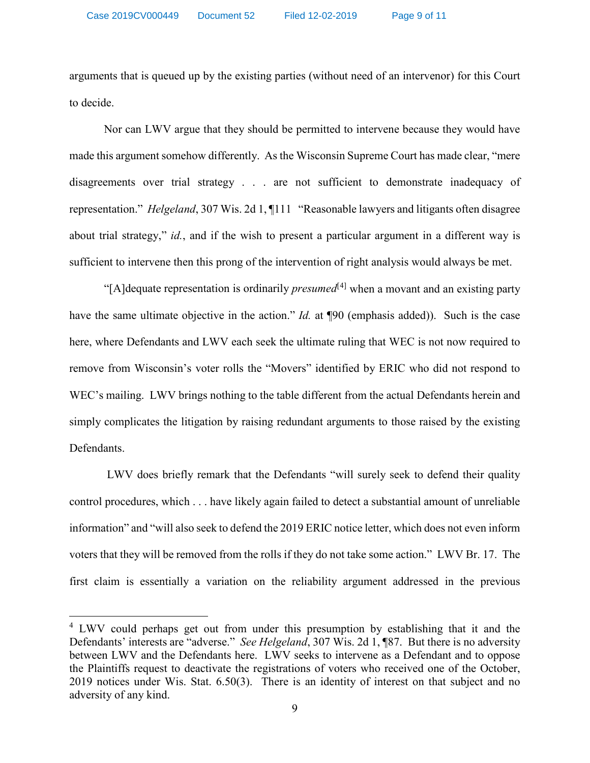arguments that is queued up by the existing parties (without need of an intervenor) for this Court to decide.

Nor can LWV argue that they should be permitted to intervene because they would have made this argument somehow differently. As the Wisconsin Supreme Court has made clear, "mere disagreements over trial strategy . . . are not sufficient to demonstrate inadequacy of representation." *Helgeland*, 307 Wis. 2d 1, ¶111 "Reasonable lawyers and litigants often disagree about trial strategy," *id.*, and if the wish to present a particular argument in a different way is sufficient to intervene then this prong of the intervention of right analysis would always be met.

"[A]dequate representation is ordinarily *presumed*[4] when a movant and an existing party have the same ultimate objective in the action." *Id.* at ¶90 (emphasis added)). Such is the case here, where Defendants and LWV each seek the ultimate ruling that WEC is not now required to remove from Wisconsin's voter rolls the "Movers" identified by ERIC who did not respond to WEC's mailing. LWV brings nothing to the table different from the actual Defendants herein and simply complicates the litigation by raising redundant arguments to those raised by the existing Defendants.

LWV does briefly remark that the Defendants "will surely seek to defend their quality control procedures, which . . . have likely again failed to detect a substantial amount of unreliable information" and "will also seek to defend the 2019 ERIC notice letter, which does not even inform voters that they will be removed from the rolls if they do not take some action." LWV Br. 17. The first claim is essentially a variation on the reliability argument addressed in the previous

[4] LWV could perhaps get out from under this presumption by establishing that it and the Defendants' interests are "adverse." *See Helgeland*, 307 Wis. 2d 1, ¶87. But there is no adversity between LWV and the Defendants here. LWV seeks to intervene as a Defendant and to oppose the Plaintiffs request to deactivate the registrations of voters who received one of the October, 2019 notices under Wis. Stat. 6.50(3). There is an identity of interest on that subject and no adversity of any kind.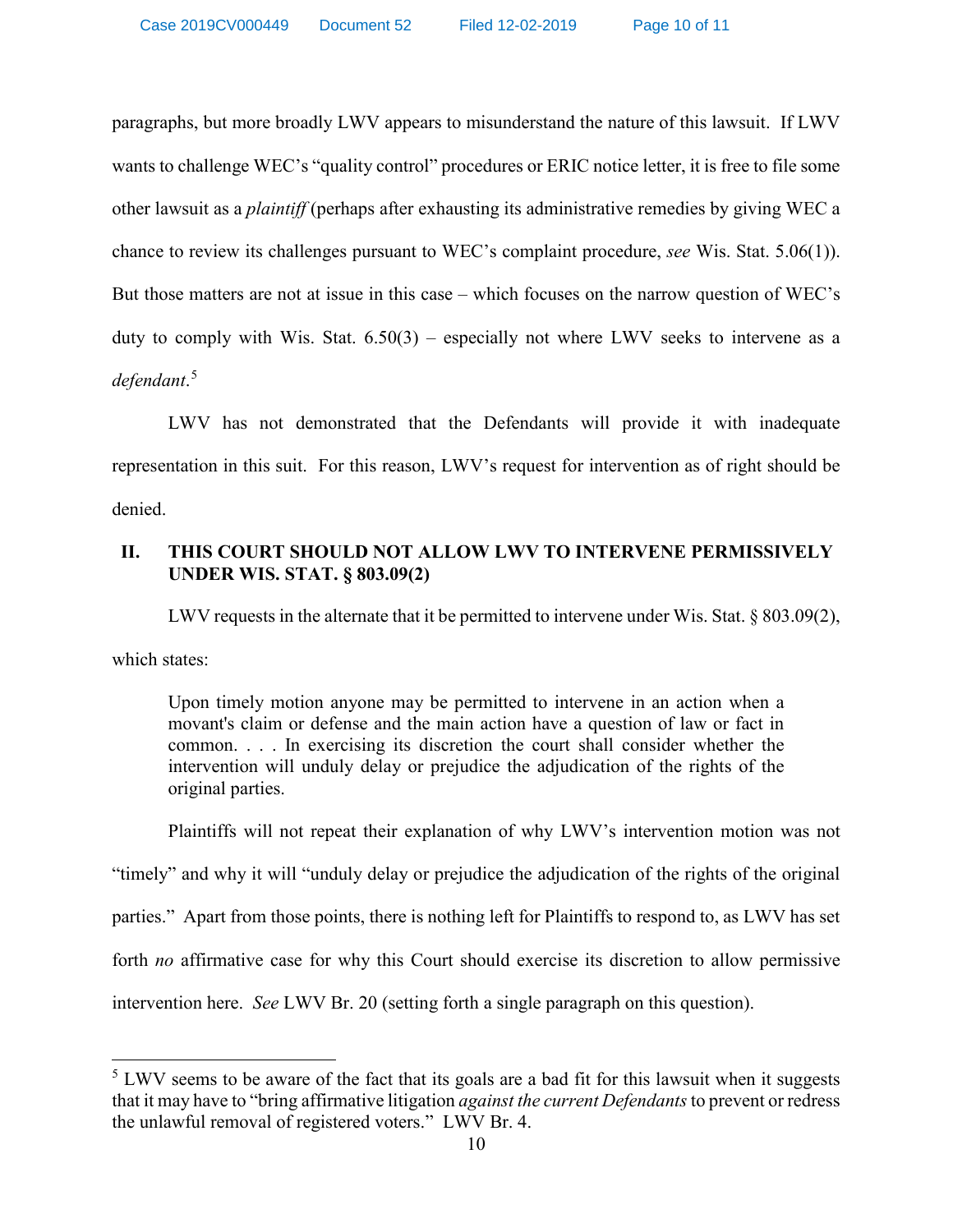paragraphs, but more broadly LWV appears to misunderstand the nature of this lawsuit. If LWV wants to challenge WEC's "quality control" procedures or ERIC notice letter, it is free to file some other lawsuit as a *plaintiff* (perhaps after exhausting its administrative remedies by giving WEC a chance to review its challenges pursuant to WEC's complaint procedure, *see* Wis. Stat. 5.06(1)). But those matters are not at issue in this case – which focuses on the narrow question of WEC's duty to comply with Wis. Stat. 6.50(3) – especially not where LWV seeks to intervene as a *defendant*.[5]

LWV has not demonstrated that the Defendants will provide it with inadequate representation in this suit. For this reason, LWV's request for intervention as of right should be denied.

## II. THIS COURT SHOULD NOT ALLOW LWV TO INTERVENE PERMISSIVELY UNDER WIS. STAT. § 803.09(2)

LWV requests in the alternate that it be permitted to intervene under Wis. Stat. § 803.09(2), which states:

> Upon timely motion anyone may be permitted to intervene in an action when a movant's claim or defense and the main action have a question of law or fact in common. . . . In exercising its discretion the court shall consider whether the intervention will unduly delay or prejudice the adjudication of the rights of the original parties.

Plaintiffs will not repeat their explanation of why LWV's intervention motion was not "timely" and why it will "unduly delay or prejudice the adjudication of the rights of the original parties." Apart from those points, there is nothing left for Plaintiffs to respond to, as LWV has set forth *no* affirmative case for why this Court should exercise its discretion to allow permissive intervention here. *See* LWV Br. 20 (setting forth a single paragraph on this question).

---

[5] LWV seems to be aware of the fact that its goals are a bad fit for this lawsuit when it suggests that it may have to "bring affirmative litigation *against the current Defendants* to prevent or redress the unlawful removal of registered voters." LWV Br. 4.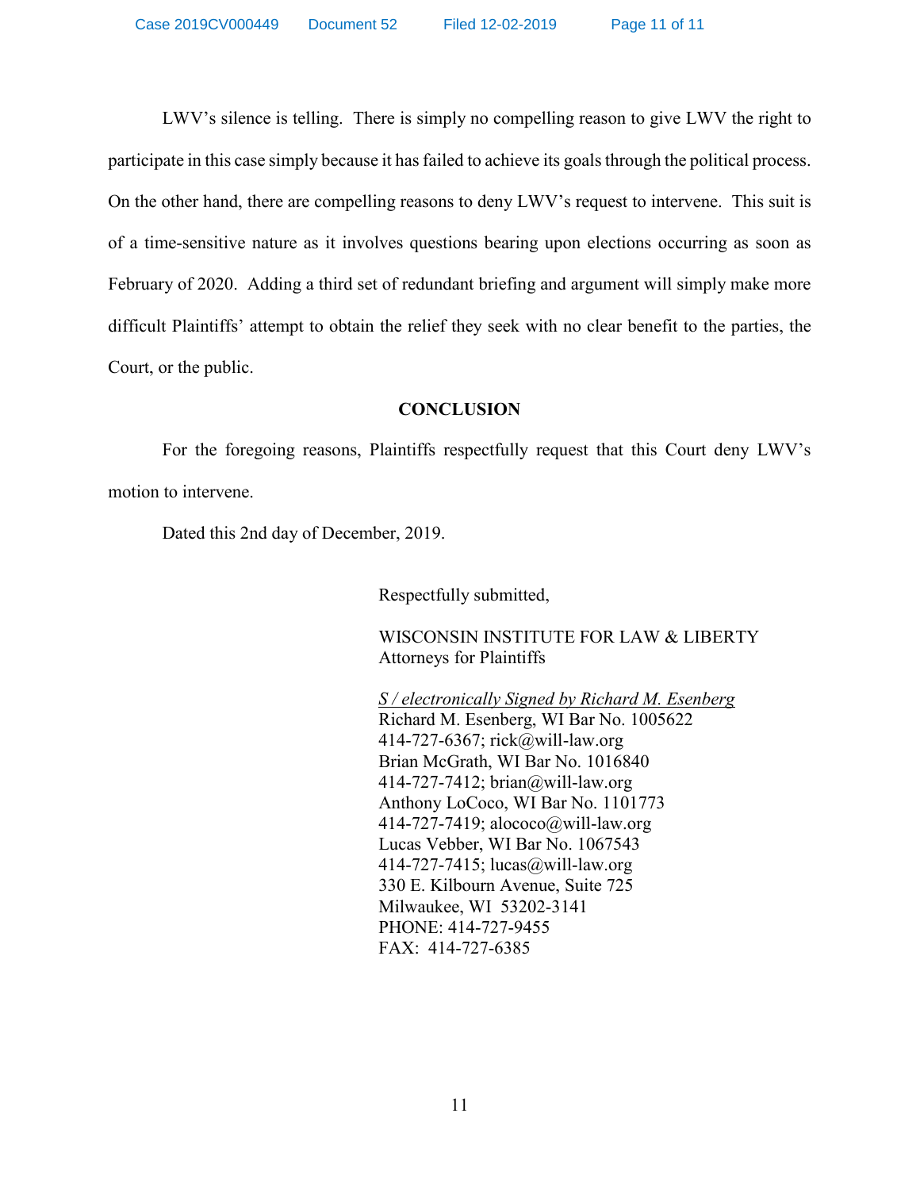LWV's silence is telling. There is simply no compelling reason to give LWV the right to participate in this case simply because it has failed to achieve its goals through the political process. On the other hand, there are compelling reasons to deny LWV's request to intervene. This suit is of a time-sensitive nature as it involves questions bearing upon elections occurring as soon as February of 2020. Adding a third set of redundant briefing and argument will simply make more difficult Plaintiffs' attempt to obtain the relief they seek with no clear benefit to the parties, the Court, or the public.

## CONCLUSION

For the foregoing reasons, Plaintiffs respectfully request that this Court deny LWV's motion to intervene.

Dated this 2nd day of December, 2019.

Respectfully submitted,

WISCONSIN INSTITUTE FOR LAW & LIBERTY
Attorneys for Plaintiffs

*S / electronically Signed by Richard M. Esenberg*
Richard M. Esenberg, WI Bar No. 1005622
414-727-6367; rick@will-law.org
Brian McGrath, WI Bar No. 1016840
414-727-7412; brian@will-law.org
Anthony LoCoco, WI Bar No. 1101773
414-727-7419; alococo@will-law.org
Lucas Vebber, WI Bar No. 1067543
414-727-7415; lucas@will-law.org
330 E. Kilbourn Avenue, Suite 725
Milwaukee, WI 53202-3141
PHONE: 414-727-9455
FAX: 414-727-6385